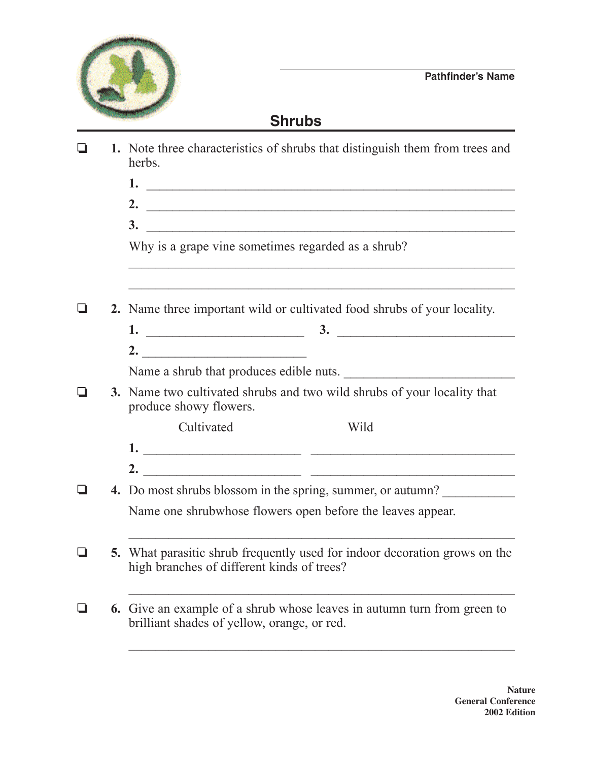Pathfinder's Name

# Shrubs

❑ **1.** Note three characteristics of shrubs that distinguish them from trees and herbs.

**1.** ____________________

**2.** ____________________

**3.** ____________________

Why is a grape vine sometimes regarded as a shrub?

____________________

____________________

❑ **2.** Name three important wild or cultivated food shrubs of your locality.

**1.** ____________________ **3.** ____________________

**2.** ____________________

Name a shrub that produces edible nuts. ____________________

❑ **3.** Name two cultivated shrubs and two wild shrubs of your locality that produce showy flowers.

| | Cultivated | Wild |
| --- | --- | --- |
| **1.** | ____________________ | ____________________ |
| **2.** | ____________________ | ____________________ |

❑ **4.** Do most shrubs blossom in the spring, summer, or autumn? ___________

Name one shrubwhose flowers open before the leaves appear.

____________________

❑ **5.** What parasitic shrub frequently used for indoor decoration grows on the high branches of different kinds of trees?

____________________

❑ **6.** Give an example of a shrub whose leaves in autumn turn from green to brilliant shades of yellow, orange, or red.

____________________

**Nature**
**General Conference**
**2002 Edition**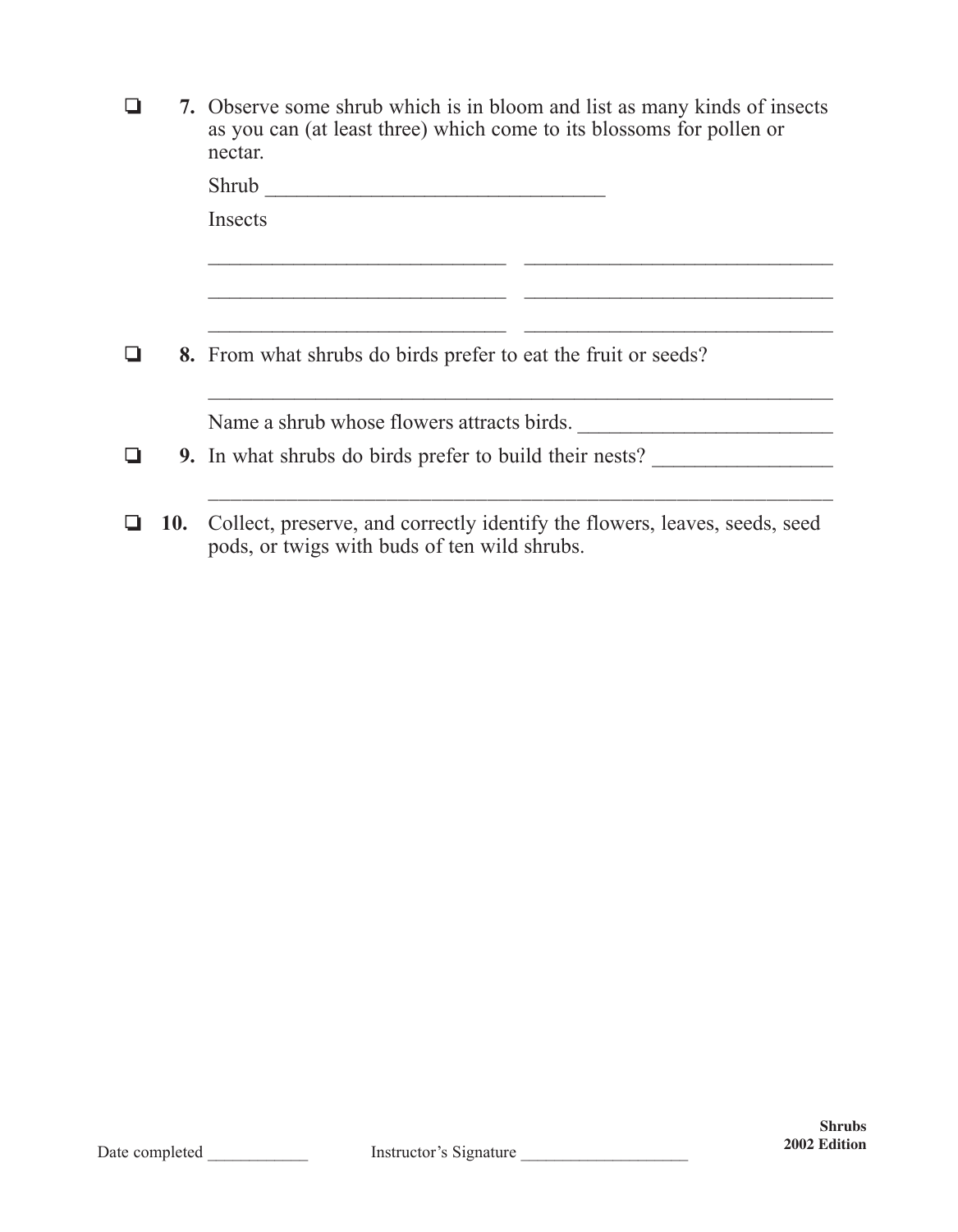- ❑ **7.** Observe some shrub which is in bloom and list as many kinds of insects as you can (at least three) which come to its blossoms for pollen or nectar.

  Shrub ________________________________

  Insects

  ____________________________ ____________________________

  ____________________________ ____________________________

  ____________________________ ____________________________

- ❑ **8.** From what shrubs do birds prefer to eat the fruit or seeds?

  ____________________________________________________________

  Name a shrub whose flowers attracts birds. ________________________

- ❑ **9.** In what shrubs do birds prefer to build their nests? ________________

  ____________________________________________________________

- ❑ **10.** Collect, preserve, and correctly identify the flowers, leaves, seeds, seed pods, or twigs with buds of ten wild shrubs.

Date completed ____________ Instructor's Signature ____________________